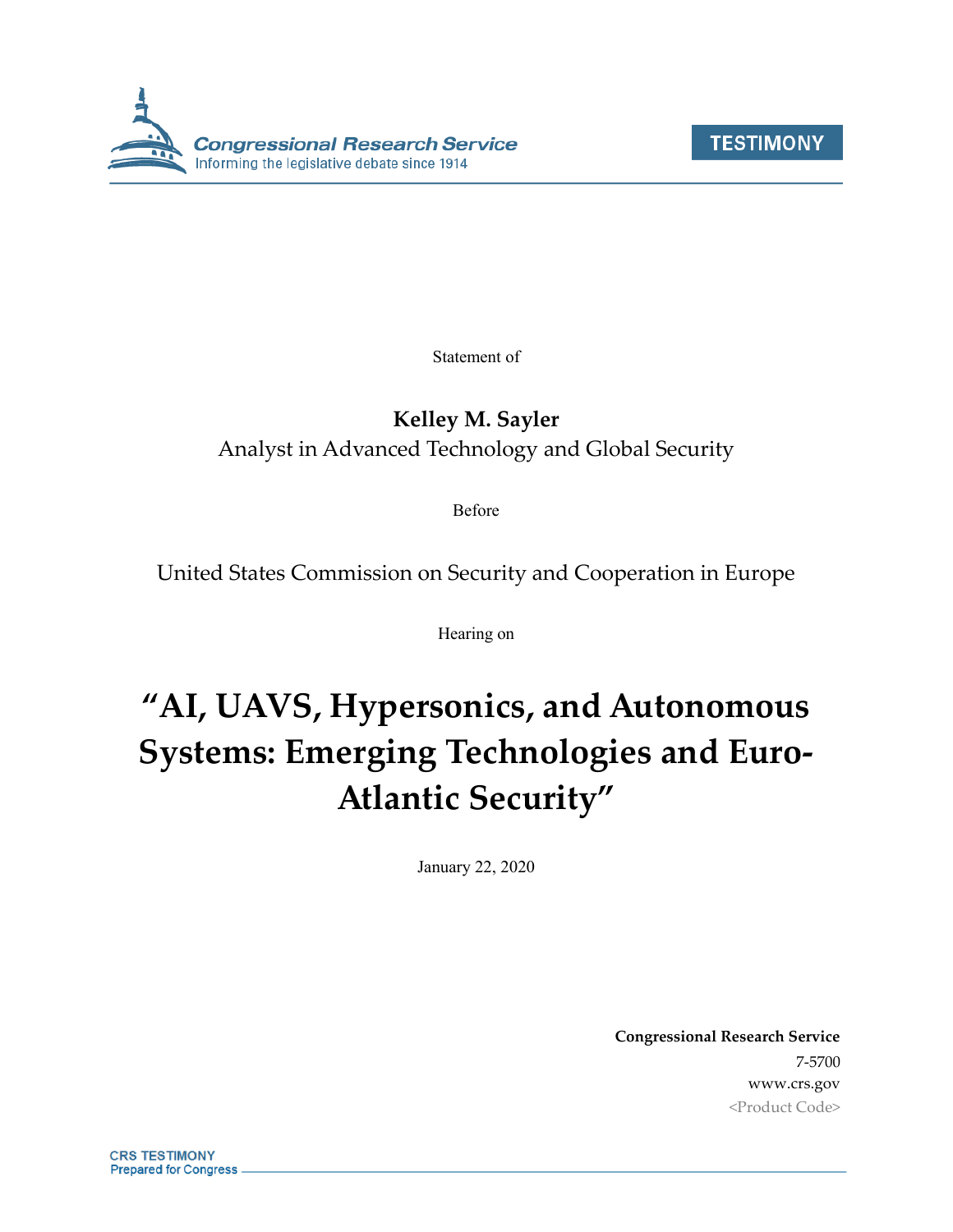Congressional Research Service
Informing the legislative debate since 1914

TESTIMONY

Statement of

**Kelley M. Sayler**
Analyst in Advanced Technology and Global Security

Before

United States Commission on Security and Cooperation in Europe

Hearing on

# "AI, UAVS, Hypersonics, and Autonomous Systems: Emerging Technologies and Euro-Atlantic Security"

January 22, 2020

**Congressional Research Service**
7-5700
www.crs.gov
<Product Code>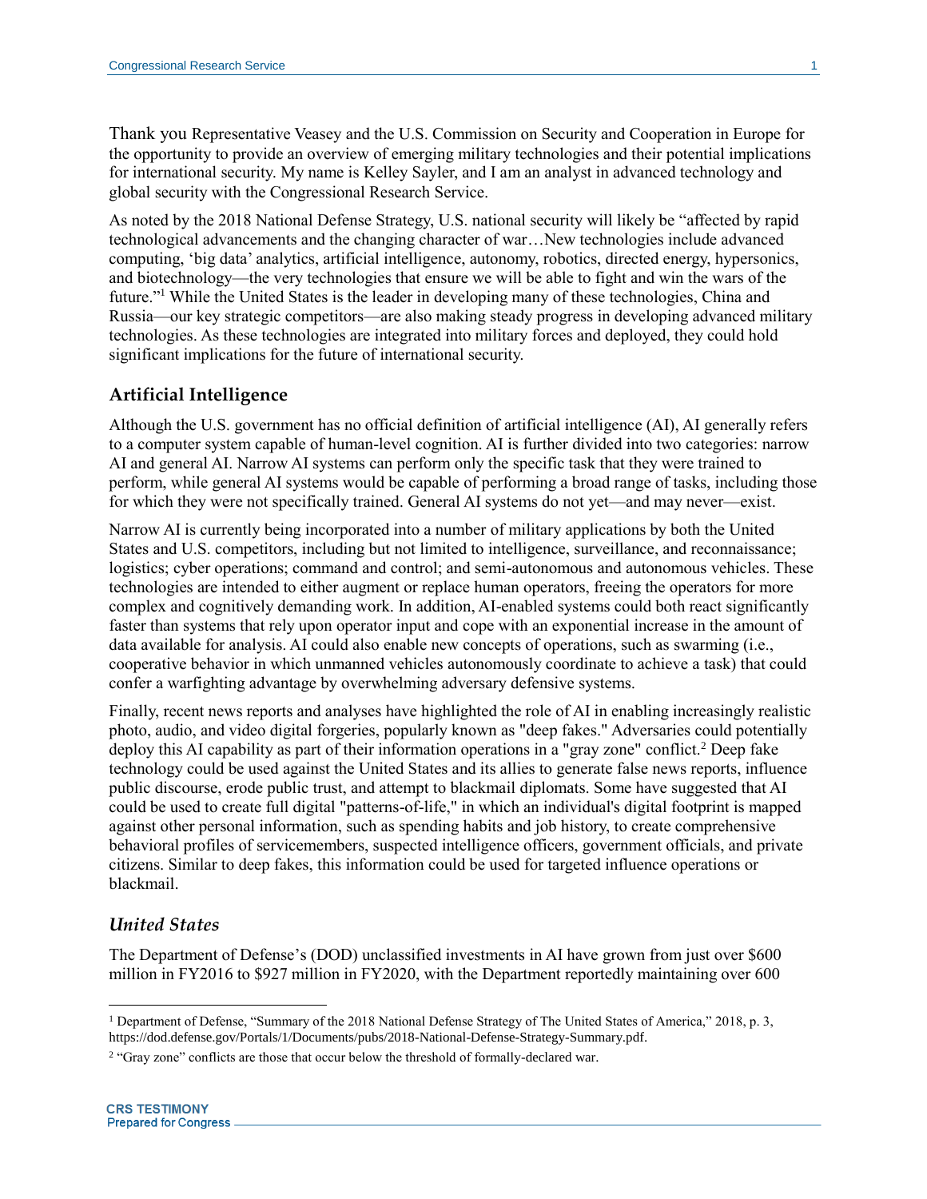Thank you Representative Veasey and the U.S. Commission on Security and Cooperation in Europe for the opportunity to provide an overview of emerging military technologies and their potential implications for international security. My name is Kelley Sayler, and I am an analyst in advanced technology and global security with the Congressional Research Service.

As noted by the 2018 National Defense Strategy, U.S. national security will likely be "affected by rapid technological advancements and the changing character of war…New technologies include advanced computing, 'big data' analytics, artificial intelligence, autonomy, robotics, directed energy, hypersonics, and biotechnology—the very technologies that ensure we will be able to fight and win the wars of the future."[1] While the United States is the leader in developing many of these technologies, China and Russia—our key strategic competitors—are also making steady progress in developing advanced military technologies. As these technologies are integrated into military forces and deployed, they could hold significant implications for the future of international security.

## Artificial Intelligence

Although the U.S. government has no official definition of artificial intelligence (AI), AI generally refers to a computer system capable of human-level cognition. AI is further divided into two categories: narrow AI and general AI. Narrow AI systems can perform only the specific task that they were trained to perform, while general AI systems would be capable of performing a broad range of tasks, including those for which they were not specifically trained. General AI systems do not yet—and may never—exist.

Narrow AI is currently being incorporated into a number of military applications by both the United States and U.S. competitors, including but not limited to intelligence, surveillance, and reconnaissance; logistics; cyber operations; command and control; and semi-autonomous and autonomous vehicles. These technologies are intended to either augment or replace human operators, freeing the operators for more complex and cognitively demanding work. In addition, AI-enabled systems could both react significantly faster than systems that rely upon operator input and cope with an exponential increase in the amount of data available for analysis. AI could also enable new concepts of operations, such as swarming (i.e., cooperative behavior in which unmanned vehicles autonomously coordinate to achieve a task) that could confer a warfighting advantage by overwhelming adversary defensive systems.

Finally, recent news reports and analyses have highlighted the role of AI in enabling increasingly realistic photo, audio, and video digital forgeries, popularly known as "deep fakes." Adversaries could potentially deploy this AI capability as part of their information operations in a "gray zone" conflict.[2] Deep fake technology could be used against the United States and its allies to generate false news reports, influence public discourse, erode public trust, and attempt to blackmail diplomats. Some have suggested that AI could be used to create full digital "patterns-of-life," in which an individual's digital footprint is mapped against other personal information, such as spending habits and job history, to create comprehensive behavioral profiles of servicemembers, suspected intelligence officers, government officials, and private citizens. Similar to deep fakes, this information could be used for targeted influence operations or blackmail.

### *United States*

The Department of Defense's (DOD) unclassified investments in AI have grown from just over $600 million in FY2016 to $927 million in FY2020, with the Department reportedly maintaining over 600

---

[1] Department of Defense, "Summary of the 2018 National Defense Strategy of The United States of America," 2018, p. 3, https://dod.defense.gov/Portals/1/Documents/pubs/2018-National-Defense-Strategy-Summary.pdf.

[2] "Gray zone" conflicts are those that occur below the threshold of formally-declared war.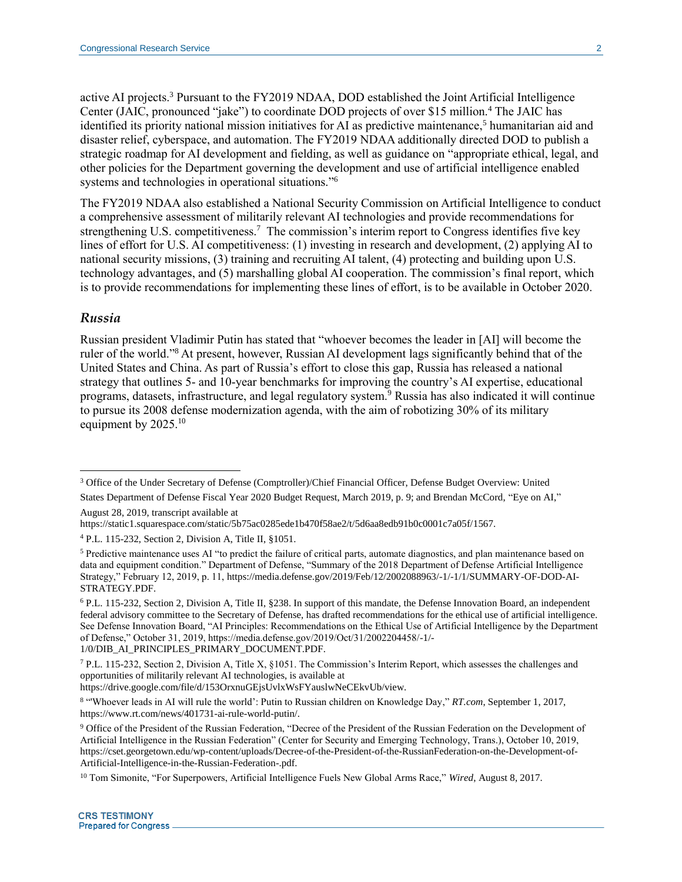active AI projects.[3] Pursuant to the FY2019 NDAA, DOD established the Joint Artificial Intelligence Center (JAIC, pronounced "jake") to coordinate DOD projects of over $15 million.[4] The JAIC has identified its priority national mission initiatives for AI as predictive maintenance,[5] humanitarian aid and disaster relief, cyberspace, and automation. The FY2019 NDAA additionally directed DOD to publish a strategic roadmap for AI development and fielding, as well as guidance on "appropriate ethical, legal, and other policies for the Department governing the development and use of artificial intelligence enabled systems and technologies in operational situations."[6]

The FY2019 NDAA also established a National Security Commission on Artificial Intelligence to conduct a comprehensive assessment of militarily relevant AI technologies and provide recommendations for strengthening U.S. competitiveness.[7] The commission's interim report to Congress identifies five key lines of effort for U.S. AI competitiveness: (1) investing in research and development, (2) applying AI to national security missions, (3) training and recruiting AI talent, (4) protecting and building upon U.S. technology advantages, and (5) marshalling global AI cooperation. The commission's final report, which is to provide recommendations for implementing these lines of effort, is to be available in October 2020.

### *Russia*

Russian president Vladimir Putin has stated that "whoever becomes the leader in [AI] will become the ruler of the world."[8] At present, however, Russian AI development lags significantly behind that of the United States and China. As part of Russia's effort to close this gap, Russia has released a national strategy that outlines 5- and 10-year benchmarks for improving the country's AI expertise, educational programs, datasets, infrastructure, and legal regulatory system.[9] Russia has also indicated it will continue to pursue its 2008 defense modernization agenda, with the aim of robotizing 30% of its military equipment by 2025.[10]

---

[3] Office of the Under Secretary of Defense (Comptroller)/Chief Financial Officer, Defense Budget Overview: United States Department of Defense Fiscal Year 2020 Budget Request, March 2019, p. 9; and Brendan McCord, "Eye on AI," August 28, 2019, transcript available at https://static1.squarespace.com/static/5b75ac0285ede1b470f58ae2/t/5d6aa8edb91b0c0001c7a05f/1567.

[4] P.L. 115-232, Section 2, Division A, Title II, §1051.

[5] Predictive maintenance uses AI "to predict the failure of critical parts, automate diagnostics, and plan maintenance based on data and equipment condition." Department of Defense, "Summary of the 2018 Department of Defense Artificial Intelligence Strategy," February 12, 2019, p. 11, https://media.defense.gov/2019/Feb/12/2002088963/-1/-1/1/SUMMARY-OF-DOD-AI-STRATEGY.PDF.

[6] P.L. 115-232, Section 2, Division A, Title II, §238. In support of this mandate, the Defense Innovation Board, an independent federal advisory committee to the Secretary of Defense, has drafted recommendations for the ethical use of artificial intelligence. See Defense Innovation Board, "AI Principles: Recommendations on the Ethical Use of Artificial Intelligence by the Department of Defense," October 31, 2019, https://media.defense.gov/2019/Oct/31/2002204458/-1/-1/0/DIB_AI_PRINCIPLES_PRIMARY_DOCUMENT.PDF.

[7] P.L. 115-232, Section 2, Division A, Title X, §1051. The Commission's Interim Report, which assesses the challenges and opportunities of militarily relevant AI technologies, is available at https://drive.google.com/file/d/153OrxnuGEjsUvlxWsFYauslwNeCEkvUb/view.

[8] "'Whoever leads in AI will rule the world': Putin to Russian children on Knowledge Day," *RT.com*, September 1, 2017, https://www.rt.com/news/401731-ai-rule-world-putin/.

[9] Office of the President of the Russian Federation, "Decree of the President of the Russian Federation on the Development of Artificial Intelligence in the Russian Federation" (Center for Security and Emerging Technology, Trans.), October 10, 2019, https://cset.georgetown.edu/wp-content/uploads/Decree-of-the-President-of-the-RussianFederation-on-the-Development-of-Artificial-Intelligence-in-the-Russian-Federation-.pdf.

[10] Tom Simonite, "For Superpowers, Artificial Intelligence Fuels New Global Arms Race," *Wired*, August 8, 2017.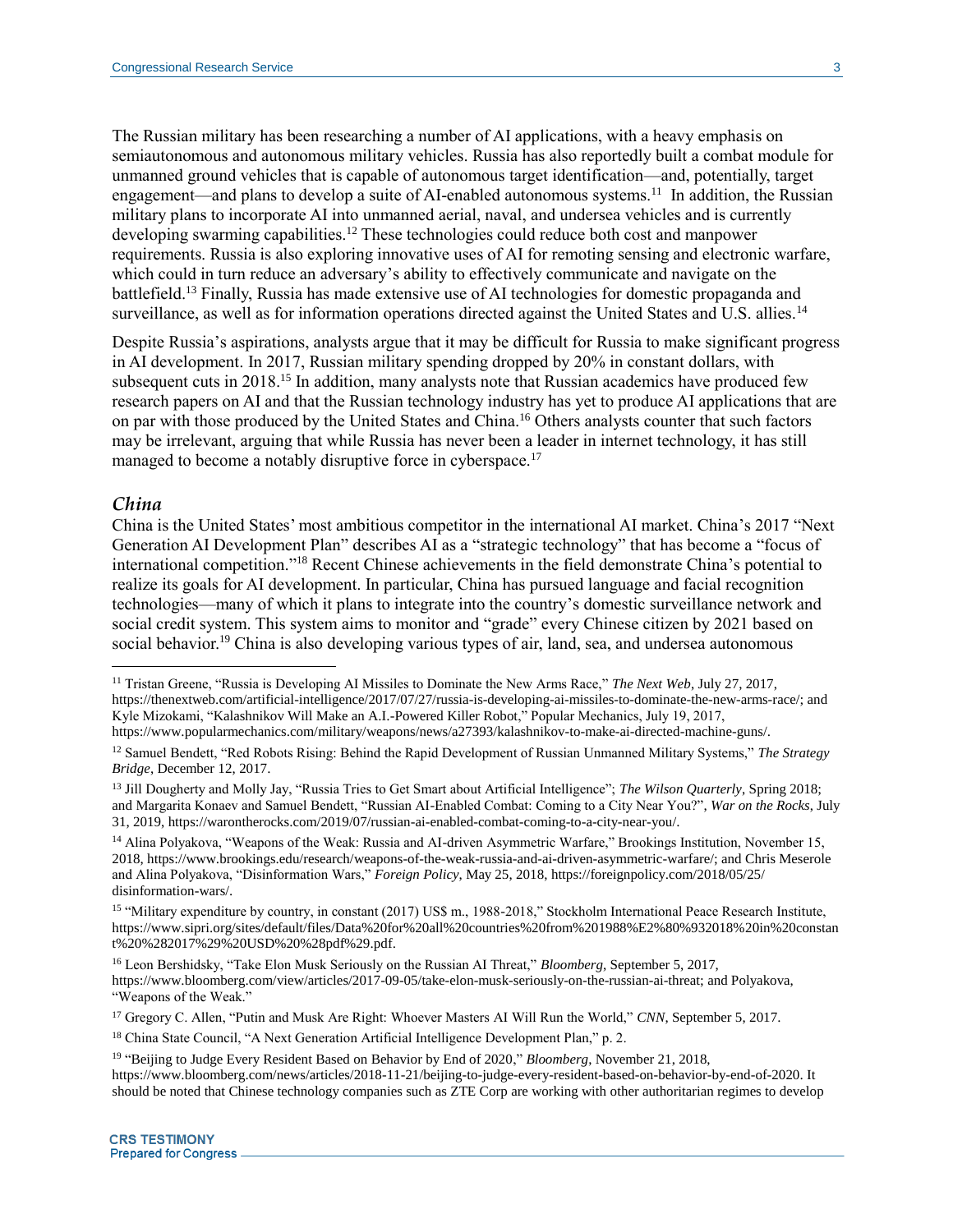The Russian military has been researching a number of AI applications, with a heavy emphasis on semiautonomous and autonomous military vehicles. Russia has also reportedly built a combat module for unmanned ground vehicles that is capable of autonomous target identification—and, potentially, target engagement—and plans to develop a suite of AI-enabled autonomous systems.[11] In addition, the Russian military plans to incorporate AI into unmanned aerial, naval, and undersea vehicles and is currently developing swarming capabilities.[12] These technologies could reduce both cost and manpower requirements. Russia is also exploring innovative uses of AI for remoting sensing and electronic warfare, which could in turn reduce an adversary's ability to effectively communicate and navigate on the battlefield.[13] Finally, Russia has made extensive use of AI technologies for domestic propaganda and surveillance, as well as for information operations directed against the United States and U.S. allies.[14]

Despite Russia's aspirations, analysts argue that it may be difficult for Russia to make significant progress in AI development. In 2017, Russian military spending dropped by 20% in constant dollars, with subsequent cuts in 2018.[15] In addition, many analysts note that Russian academics have produced few research papers on AI and that the Russian technology industry has yet to produce AI applications that are on par with those produced by the United States and China.[16] Others analysts counter that such factors may be irrelevant, arguing that while Russia has never been a leader in internet technology, it has still managed to become a notably disruptive force in cyberspace.[17]

### *China*

China is the United States' most ambitious competitor in the international AI market. China's 2017 "Next Generation AI Development Plan" describes AI as a "strategic technology" that has become a "focus of international competition."[18] Recent Chinese achievements in the field demonstrate China's potential to realize its goals for AI development. In particular, China has pursued language and facial recognition technologies—many of which it plans to integrate into the country's domestic surveillance network and social credit system. This system aims to monitor and "grade" every Chinese citizen by 2021 based on social behavior.[19] China is also developing various types of air, land, sea, and undersea autonomous

---

[11] Tristan Greene, "Russia is Developing AI Missiles to Dominate the New Arms Race," *The Next Web*, July 27, 2017, https://thenextweb.com/artificial-intelligence/2017/07/27/russia-is-developing-ai-missiles-to-dominate-the-new-arms-race/; and Kyle Mizokami, "Kalashnikov Will Make an A.I.-Powered Killer Robot," Popular Mechanics, July 19, 2017, https://www.popularmechanics.com/military/weapons/news/a27393/kalashnikov-to-make-ai-directed-machine-guns/.

[12] Samuel Bendett, "Red Robots Rising: Behind the Rapid Development of Russian Unmanned Military Systems," *The Strategy Bridge*, December 12, 2017.

[13] Jill Dougherty and Molly Jay, "Russia Tries to Get Smart about Artificial Intelligence"; *The Wilson Quarterly*, Spring 2018; and Margarita Konaev and Samuel Bendett, "Russian AI-Enabled Combat: Coming to a City Near You?", *War on the Rocks*, July 31, 2019, https://warontherocks.com/2019/07/russian-ai-enabled-combat-coming-to-a-city-near-you/.

[14] Alina Polyakova, "Weapons of the Weak: Russia and AI-driven Asymmetric Warfare," Brookings Institution, November 15, 2018, https://www.brookings.edu/research/weapons-of-the-weak-russia-and-ai-driven-asymmetric-warfare/; and Chris Meserole and Alina Polyakova, "Disinformation Wars," *Foreign Policy*, May 25, 2018, https://foreignpolicy.com/2018/05/25/disinformation-wars/.

[15] "Military expenditure by country, in constant (2017) US$ m., 1988-2018," Stockholm International Peace Research Institute, https://www.sipri.org/sites/default/files/Data%20for%20all%20countries%20from%201988%E2%80%932018%20in%20constant%20%282017%29%20USD%20%28pdf%29.pdf.

[16] Leon Bershidsky, "Take Elon Musk Seriously on the Russian AI Threat," *Bloomberg*, September 5, 2017, https://www.bloomberg.com/view/articles/2017-09-05/take-elon-musk-seriously-on-the-russian-ai-threat; and Polyakova, "Weapons of the Weak."

[17] Gregory C. Allen, "Putin and Musk Are Right: Whoever Masters AI Will Run the World," *CNN*, September 5, 2017.

[18] China State Council, "A Next Generation Artificial Intelligence Development Plan," p. 2.

[19] "Beijing to Judge Every Resident Based on Behavior by End of 2020," *Bloomberg*, November 21, 2018, https://www.bloomberg.com/news/articles/2018-11-21/beijing-to-judge-every-resident-based-on-behavior-by-end-of-2020. It should be noted that Chinese technology companies such as ZTE Corp are working with other authoritarian regimes to develop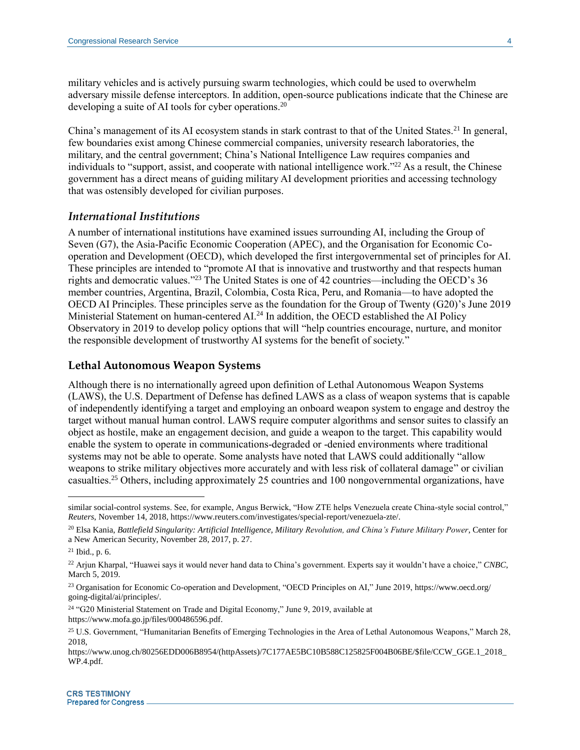military vehicles and is actively pursuing swarm technologies, which could be used to overwhelm adversary missile defense interceptors. In addition, open-source publications indicate that the Chinese are developing a suite of AI tools for cyber operations.[20]

China's management of its AI ecosystem stands in stark contrast to that of the United States.[21] In general, few boundaries exist among Chinese commercial companies, university research laboratories, the military, and the central government; China's National Intelligence Law requires companies and individuals to "support, assist, and cooperate with national intelligence work."[22] As a result, the Chinese government has a direct means of guiding military AI development priorities and accessing technology that was ostensibly developed for civilian purposes.

### *International Institutions*

A number of international institutions have examined issues surrounding AI, including the Group of Seven (G7), the Asia-Pacific Economic Cooperation (APEC), and the Organisation for Economic Co-operation and Development (OECD), which developed the first intergovernmental set of principles for AI. These principles are intended to "promote AI that is innovative and trustworthy and that respects human rights and democratic values."[23] The United States is one of 42 countries—including the OECD's 36 member countries, Argentina, Brazil, Colombia, Costa Rica, Peru, and Romania—to have adopted the OECD AI Principles. These principles serve as the foundation for the Group of Twenty (G20)'s June 2019 Ministerial Statement on human-centered AI.[24] In addition, the OECD established the AI Policy Observatory in 2019 to develop policy options that will "help countries encourage, nurture, and monitor the responsible development of trustworthy AI systems for the benefit of society."

## Lethal Autonomous Weapon Systems

Although there is no internationally agreed upon definition of Lethal Autonomous Weapon Systems (LAWS), the U.S. Department of Defense has defined LAWS as a class of weapon systems that is capable of independently identifying a target and employing an onboard weapon system to engage and destroy the target without manual human control. LAWS require computer algorithms and sensor suites to classify an object as hostile, make an engagement decision, and guide a weapon to the target. This capability would enable the system to operate in communications-degraded or -denied environments where traditional systems may not be able to operate. Some analysts have noted that LAWS could additionally "allow weapons to strike military objectives more accurately and with less risk of collateral damage" or civilian casualties.[25] Others, including approximately 25 countries and 100 nongovernmental organizations, have

---

similar social-control systems. See, for example, Angus Berwick, "How ZTE helps Venezuela create China-style social control," *Reuters*, November 14, 2018, https://www.reuters.com/investigates/special-report/venezuela-zte/.

[20] Elsa Kania, *Battlefield Singularity: Artificial Intelligence, Military Revolution, and China's Future Military Power*, Center for a New American Security, November 28, 2017, p. 27.

[21] Ibid., p. 6.

[22] Arjun Kharpal, "Huawei says it would never hand data to China's government. Experts say it wouldn't have a choice," *CNBC*, March 5, 2019.

[23] Organisation for Economic Co-operation and Development, "OECD Principles on AI," June 2019, https://www.oecd.org/going-digital/ai/principles/.

[24] "G20 Ministerial Statement on Trade and Digital Economy," June 9, 2019, available at https://www.mofa.go.jp/files/000486596.pdf.

[25] U.S. Government, "Humanitarian Benefits of Emerging Technologies in the Area of Lethal Autonomous Weapons," March 28, 2018, https://www.unog.ch/80256EDD006B8954/(httpAssets)/7C177AE5BC10B588C125825F004B06BE/$file/CCW_GGE.1_2018_WP.4.pdf.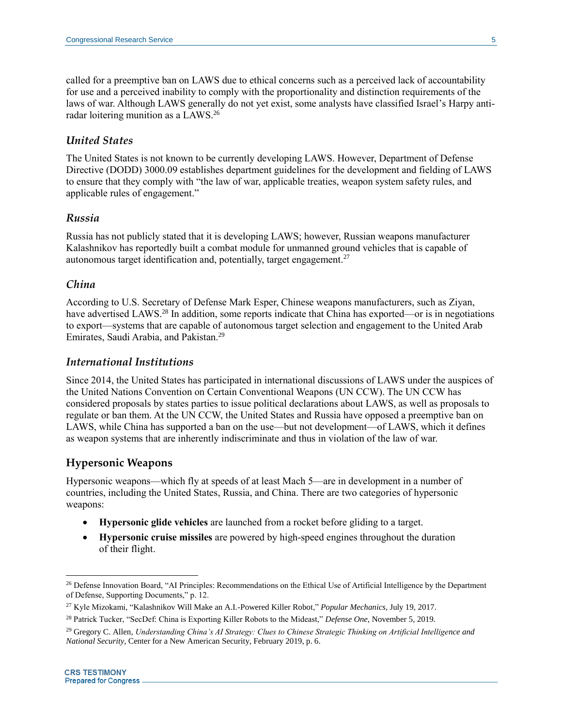called for a preemptive ban on LAWS due to ethical concerns such as a perceived lack of accountability for use and a perceived inability to comply with the proportionality and distinction requirements of the laws of war. Although LAWS generally do not yet exist, some analysts have classified Israel's Harpy anti-radar loitering munition as a LAWS.[26]

### *United States*

The United States is not known to be currently developing LAWS. However, Department of Defense Directive (DODD) 3000.09 establishes department guidelines for the development and fielding of LAWS to ensure that they comply with "the law of war, applicable treaties, weapon system safety rules, and applicable rules of engagement."

### *Russia*

Russia has not publicly stated that it is developing LAWS; however, Russian weapons manufacturer Kalashnikov has reportedly built a combat module for unmanned ground vehicles that is capable of autonomous target identification and, potentially, target engagement.[27]

### *China*

According to U.S. Secretary of Defense Mark Esper, Chinese weapons manufacturers, such as Ziyan, have advertised LAWS.[28] In addition, some reports indicate that China has exported—or is in negotiations to export—systems that are capable of autonomous target selection and engagement to the United Arab Emirates, Saudi Arabia, and Pakistan.[29]

### *International Institutions*

Since 2014, the United States has participated in international discussions of LAWS under the auspices of the United Nations Convention on Certain Conventional Weapons (UN CCW). The UN CCW has considered proposals by states parties to issue political declarations about LAWS, as well as proposals to regulate or ban them. At the UN CCW, the United States and Russia have opposed a preemptive ban on LAWS, while China has supported a ban on the use—but not development—of LAWS, which it defines as weapon systems that are inherently indiscriminate and thus in violation of the law of war.

## Hypersonic Weapons

Hypersonic weapons—which fly at speeds of at least Mach 5—are in development in a number of countries, including the United States, Russia, and China. There are two categories of hypersonic weapons:

- **Hypersonic glide vehicles** are launched from a rocket before gliding to a target.
- **Hypersonic cruise missiles** are powered by high-speed engines throughout the duration of their flight.

---

[26] Defense Innovation Board, "AI Principles: Recommendations on the Ethical Use of Artificial Intelligence by the Department of Defense, Supporting Documents," p. 12.

[27] Kyle Mizokami, "Kalashnikov Will Make an A.I.-Powered Killer Robot," *Popular Mechanics*, July 19, 2017.

[28] Patrick Tucker, "SecDef: China is Exporting Killer Robots to the Mideast," *Defense One*, November 5, 2019.

[29] Gregory C. Allen, *Understanding China's AI Strategy: Clues to Chinese Strategic Thinking on Artificial Intelligence and National Security*, Center for a New American Security, February 2019, p. 6.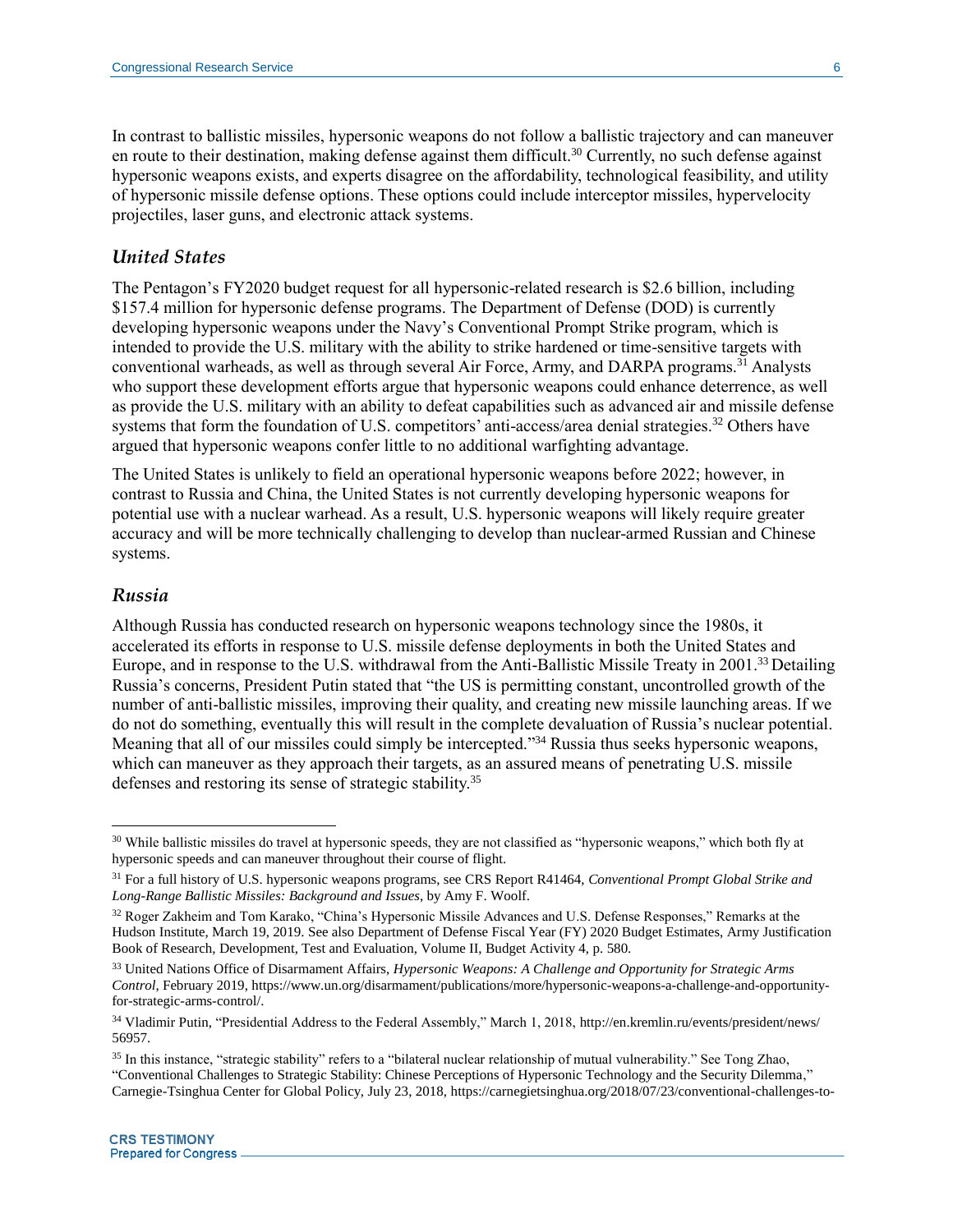In contrast to ballistic missiles, hypersonic weapons do not follow a ballistic trajectory and can maneuver en route to their destination, making defense against them difficult.[30] Currently, no such defense against hypersonic weapons exists, and experts disagree on the affordability, technological feasibility, and utility of hypersonic missile defense options. These options could include interceptor missiles, hypervelocity projectiles, laser guns, and electronic attack systems.

### *United States*

The Pentagon's FY2020 budget request for all hypersonic-related research is $2.6 billion, including $157.4 million for hypersonic defense programs. The Department of Defense (DOD) is currently developing hypersonic weapons under the Navy's Conventional Prompt Strike program, which is intended to provide the U.S. military with the ability to strike hardened or time-sensitive targets with conventional warheads, as well as through several Air Force, Army, and DARPA programs.[31] Analysts who support these development efforts argue that hypersonic weapons could enhance deterrence, as well as provide the U.S. military with an ability to defeat capabilities such as advanced air and missile defense systems that form the foundation of U.S. competitors' anti-access/area denial strategies.[32] Others have argued that hypersonic weapons confer little to no additional warfighting advantage.

The United States is unlikely to field an operational hypersonic weapons before 2022; however, in contrast to Russia and China, the United States is not currently developing hypersonic weapons for potential use with a nuclear warhead. As a result, U.S. hypersonic weapons will likely require greater accuracy and will be more technically challenging to develop than nuclear-armed Russian and Chinese systems.

### *Russia*

Although Russia has conducted research on hypersonic weapons technology since the 1980s, it accelerated its efforts in response to U.S. missile defense deployments in both the United States and Europe, and in response to the U.S. withdrawal from the Anti-Ballistic Missile Treaty in 2001.[33] Detailing Russia's concerns, President Putin stated that "the US is permitting constant, uncontrolled growth of the number of anti-ballistic missiles, improving their quality, and creating new missile launching areas. If we do not do something, eventually this will result in the complete devaluation of Russia's nuclear potential. Meaning that all of our missiles could simply be intercepted."[34] Russia thus seeks hypersonic weapons, which can maneuver as they approach their targets, as an assured means of penetrating U.S. missile defenses and restoring its sense of strategic stability.[35]

---

[30] While ballistic missiles do travel at hypersonic speeds, they are not classified as "hypersonic weapons," which both fly at hypersonic speeds and can maneuver throughout their course of flight.

[31] For a full history of U.S. hypersonic weapons programs, see CRS Report R41464, *Conventional Prompt Global Strike and Long-Range Ballistic Missiles: Background and Issues*, by Amy F. Woolf.

[32] Roger Zakheim and Tom Karako, "China's Hypersonic Missile Advances and U.S. Defense Responses," Remarks at the Hudson Institute, March 19, 2019. See also Department of Defense Fiscal Year (FY) 2020 Budget Estimates, Army Justification Book of Research, Development, Test and Evaluation, Volume II, Budget Activity 4, p. 580.

[33] United Nations Office of Disarmament Affairs, *Hypersonic Weapons: A Challenge and Opportunity for Strategic Arms Control*, February 2019, https://www.un.org/disarmament/publications/more/hypersonic-weapons-a-challenge-and-opportunity-for-strategic-arms-control/.

[34] Vladimir Putin, "Presidential Address to the Federal Assembly," March 1, 2018, http://en.kremlin.ru/events/president/news/56957.

[35] In this instance, "strategic stability" refers to a "bilateral nuclear relationship of mutual vulnerability." See Tong Zhao, "Conventional Challenges to Strategic Stability: Chinese Perceptions of Hypersonic Technology and the Security Dilemma," Carnegie-Tsinghua Center for Global Policy, July 23, 2018, https://carnegietsinghua.org/2018/07/23/conventional-challenges-to-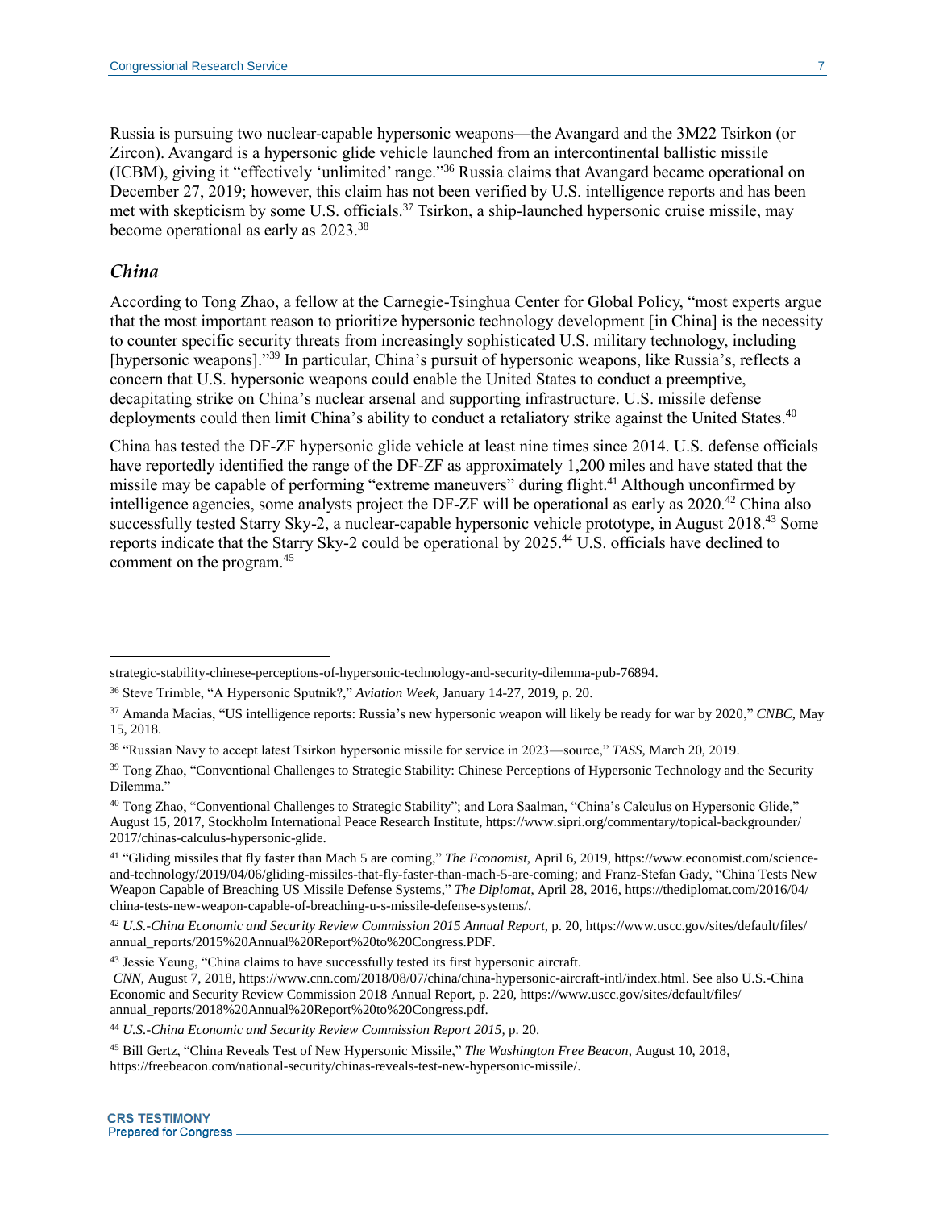Russia is pursuing two nuclear-capable hypersonic weapons—the Avangard and the 3M22 Tsirkon (or Zircon). Avangard is a hypersonic glide vehicle launched from an intercontinental ballistic missile (ICBM), giving it "effectively 'unlimited' range."[36] Russia claims that Avangard became operational on December 27, 2019; however, this claim has not been verified by U.S. intelligence reports and has been met with skepticism by some U.S. officials.[37] Tsirkon, a ship-launched hypersonic cruise missile, may become operational as early as 2023.[38]

### China

According to Tong Zhao, a fellow at the Carnegie-Tsinghua Center for Global Policy, "most experts argue that the most important reason to prioritize hypersonic technology development [in China] is the necessity to counter specific security threats from increasingly sophisticated U.S. military technology, including [hypersonic weapons]."[39] In particular, China's pursuit of hypersonic weapons, like Russia's, reflects a concern that U.S. hypersonic weapons could enable the United States to conduct a preemptive, decapitating strike on China's nuclear arsenal and supporting infrastructure. U.S. missile defense deployments could then limit China's ability to conduct a retaliatory strike against the United States.[40]

China has tested the DF-ZF hypersonic glide vehicle at least nine times since 2014. U.S. defense officials have reportedly identified the range of the DF-ZF as approximately 1,200 miles and have stated that the missile may be capable of performing "extreme maneuvers" during flight.[41] Although unconfirmed by intelligence agencies, some analysts project the DF-ZF will be operational as early as 2020.[42] China also successfully tested Starry Sky-2, a nuclear-capable hypersonic vehicle prototype, in August 2018.[43] Some reports indicate that the Starry Sky-2 could be operational by 2025.[44] U.S. officials have declined to comment on the program.[45]

---

strategic-stability-chinese-perceptions-of-hypersonic-technology-and-security-dilemma-pub-76894.

[36] Steve Trimble, "A Hypersonic Sputnik?," *Aviation Week*, January 14-27, 2019, p. 20.

[37] Amanda Macias, "US intelligence reports: Russia's new hypersonic weapon will likely be ready for war by 2020," *CNBC*, May 15, 2018.

[38] "Russian Navy to accept latest Tsirkon hypersonic missile for service in 2023—source," *TASS*, March 20, 2019.

[39] Tong Zhao, "Conventional Challenges to Strategic Stability: Chinese Perceptions of Hypersonic Technology and the Security Dilemma."

[40] Tong Zhao, "Conventional Challenges to Strategic Stability"; and Lora Saalman, "China's Calculus on Hypersonic Glide," August 15, 2017, Stockholm International Peace Research Institute, https://www.sipri.org/commentary/topical-backgrounder/2017/chinas-calculus-hypersonic-glide.

[41] "Gliding missiles that fly faster than Mach 5 are coming," *The Economist*, April 6, 2019, https://www.economist.com/science-and-technology/2019/04/06/gliding-missiles-that-fly-faster-than-mach-5-are-coming; and Franz-Stefan Gady, "China Tests New Weapon Capable of Breaching US Missile Defense Systems," *The Diplomat*, April 28, 2016, https://thediplomat.com/2016/04/china-tests-new-weapon-capable-of-breaching-u-s-missile-defense-systems/.

[42] *U.S.-China Economic and Security Review Commission 2015 Annual Report*, p. 20, https://www.uscc.gov/sites/default/files/annual_reports/2015%20Annual%20Report%20to%20Congress.PDF.

[43] Jessie Yeung, "China claims to have successfully tested its first hypersonic aircraft. *CNN*, August 7, 2018, https://www.cnn.com/2018/08/07/china/china-hypersonic-aircraft-intl/index.html. See also U.S.-China Economic and Security Review Commission 2018 Annual Report, p. 220, https://www.uscc.gov/sites/default/files/annual_reports/2018%20Annual%20Report%20to%20Congress.pdf.

[44] *U.S.-China Economic and Security Review Commission Report 2015*, p. 20.

[45] Bill Gertz, "China Reveals Test of New Hypersonic Missile," *The Washington Free Beacon*, August 10, 2018, https://freebeacon.com/national-security/chinas-reveals-test-new-hypersonic-missile/.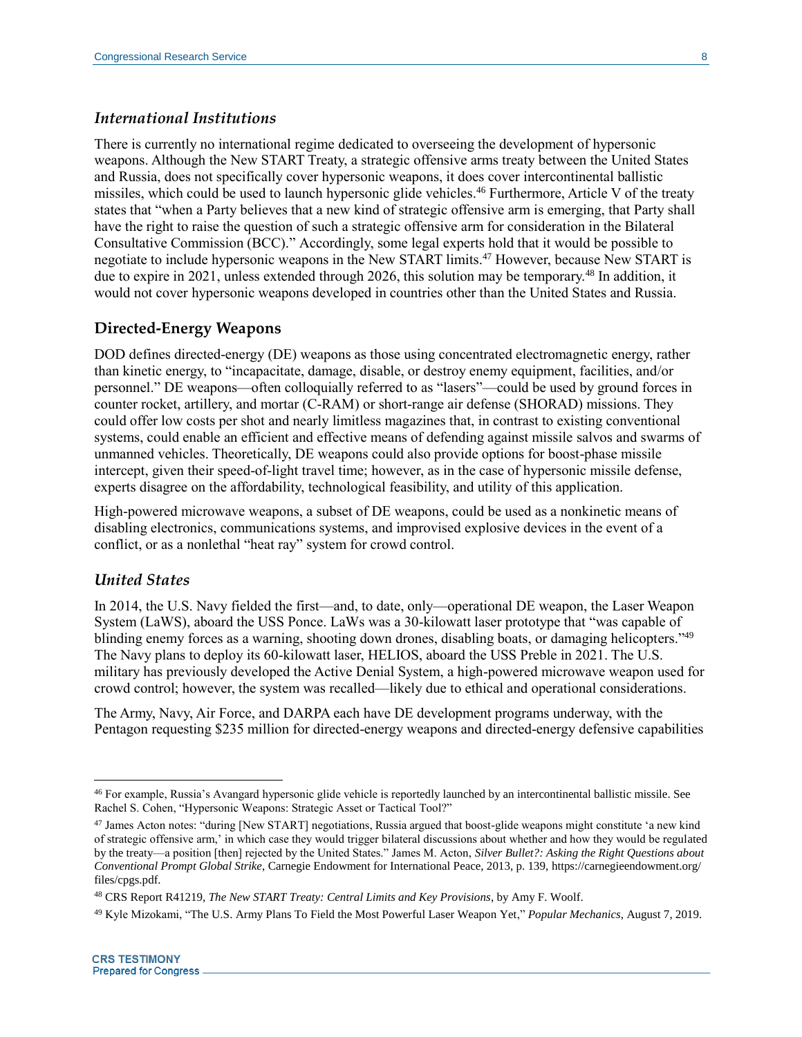### *International Institutions*

There is currently no international regime dedicated to overseeing the development of hypersonic weapons. Although the New START Treaty, a strategic offensive arms treaty between the United States and Russia, does not specifically cover hypersonic weapons, it does cover intercontinental ballistic missiles, which could be used to launch hypersonic glide vehicles.[46] Furthermore, Article V of the treaty states that "when a Party believes that a new kind of strategic offensive arm is emerging, that Party shall have the right to raise the question of such a strategic offensive arm for consideration in the Bilateral Consultative Commission (BCC)." Accordingly, some legal experts hold that it would be possible to negotiate to include hypersonic weapons in the New START limits.[47] However, because New START is due to expire in 2021, unless extended through 2026, this solution may be temporary.[48] In addition, it would not cover hypersonic weapons developed in countries other than the United States and Russia.

## Directed-Energy Weapons

DOD defines directed-energy (DE) weapons as those using concentrated electromagnetic energy, rather than kinetic energy, to "incapacitate, damage, disable, or destroy enemy equipment, facilities, and/or personnel." DE weapons—often colloquially referred to as "lasers"—could be used by ground forces in counter rocket, artillery, and mortar (C-RAM) or short-range air defense (SHORAD) missions. They could offer low costs per shot and nearly limitless magazines that, in contrast to existing conventional systems, could enable an efficient and effective means of defending against missile salvos and swarms of unmanned vehicles. Theoretically, DE weapons could also provide options for boost-phase missile intercept, given their speed-of-light travel time; however, as in the case of hypersonic missile defense, experts disagree on the affordability, technological feasibility, and utility of this application.

High-powered microwave weapons, a subset of DE weapons, could be used as a nonkinetic means of disabling electronics, communications systems, and improvised explosive devices in the event of a conflict, or as a nonlethal "heat ray" system for crowd control.

### *United States*

In 2014, the U.S. Navy fielded the first—and, to date, only—operational DE weapon, the Laser Weapon System (LaWS), aboard the USS Ponce. LaWs was a 30-kilowatt laser prototype that "was capable of blinding enemy forces as a warning, shooting down drones, disabling boats, or damaging helicopters."[49] The Navy plans to deploy its 60-kilowatt laser, HELIOS, aboard the USS Preble in 2021. The U.S. military has previously developed the Active Denial System, a high-powered microwave weapon used for crowd control; however, the system was recalled—likely due to ethical and operational considerations.

The Army, Navy, Air Force, and DARPA each have DE development programs underway, with the Pentagon requesting $235 million for directed-energy weapons and directed-energy defensive capabilities

---

[46] For example, Russia's Avangard hypersonic glide vehicle is reportedly launched by an intercontinental ballistic missile. See Rachel S. Cohen, "Hypersonic Weapons: Strategic Asset or Tactical Tool?"

[47] James Acton notes: "during [New START] negotiations, Russia argued that boost-glide weapons might constitute 'a new kind of strategic offensive arm,' in which case they would trigger bilateral discussions about whether and how they would be regulated by the treaty—a position [then] rejected by the United States." James M. Acton, *Silver Bullet?: Asking the Right Questions about Conventional Prompt Global Strike*, Carnegie Endowment for International Peace, 2013, p. 139, https://carnegieendowment.org/files/cpgs.pdf.

[48] CRS Report R41219, *The New START Treaty: Central Limits and Key Provisions*, by Amy F. Woolf.

[49] Kyle Mizokami, "The U.S. Army Plans To Field the Most Powerful Laser Weapon Yet," *Popular Mechanics*, August 7, 2019.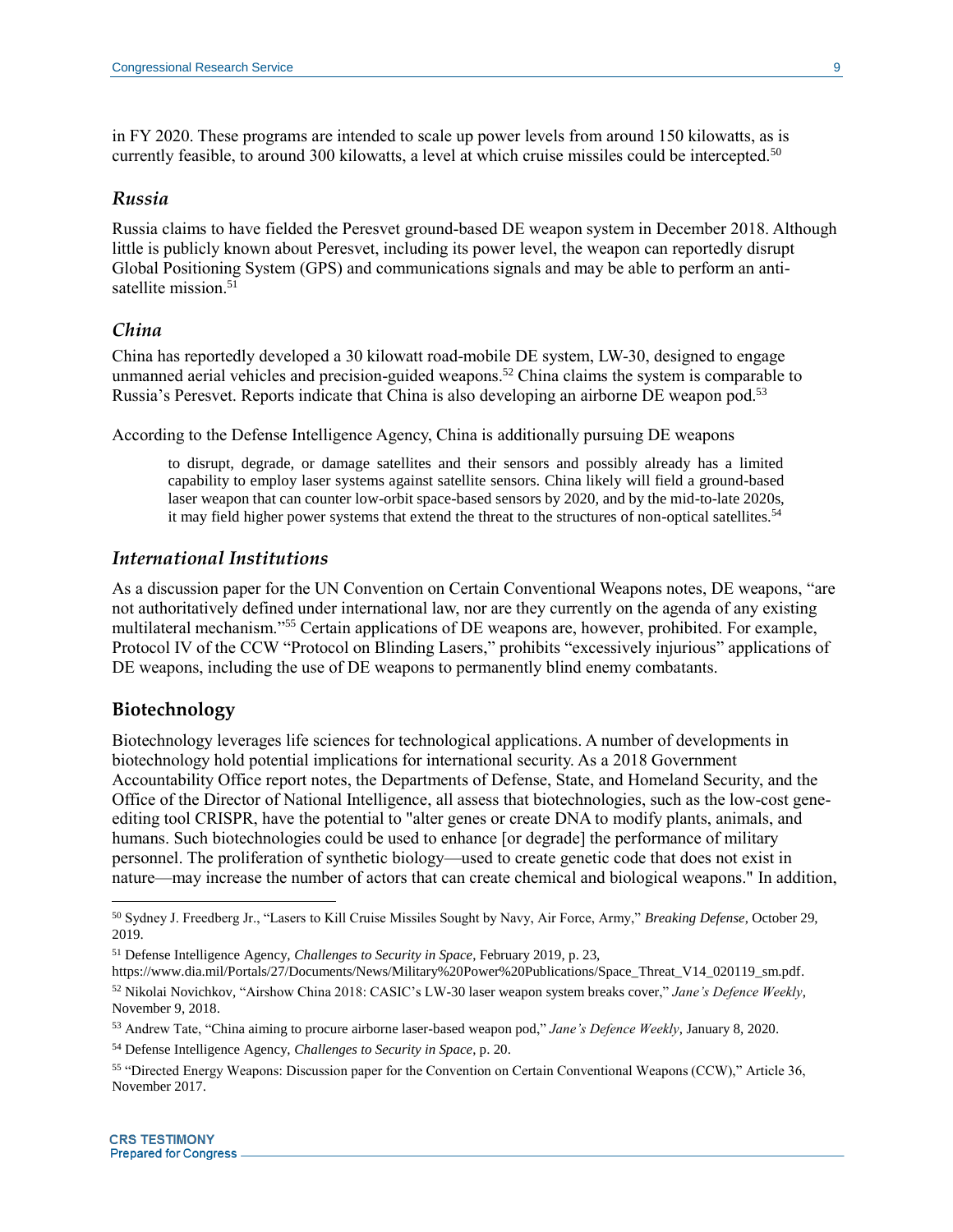in FY 2020. These programs are intended to scale up power levels from around 150 kilowatts, as is currently feasible, to around 300 kilowatts, a level at which cruise missiles could be intercepted.[50]

### *Russia*

Russia claims to have fielded the Peresvet ground-based DE weapon system in December 2018. Although little is publicly known about Peresvet, including its power level, the weapon can reportedly disrupt Global Positioning System (GPS) and communications signals and may be able to perform an anti-satellite mission.[51]

### *China*

China has reportedly developed a 30 kilowatt road-mobile DE system, LW-30, designed to engage unmanned aerial vehicles and precision-guided weapons.[52] China claims the system is comparable to Russia's Peresvet. Reports indicate that China is also developing an airborne DE weapon pod.[53]

According to the Defense Intelligence Agency, China is additionally pursuing DE weapons

> to disrupt, degrade, or damage satellites and their sensors and possibly already has a limited capability to employ laser systems against satellite sensors. China likely will field a ground-based laser weapon that can counter low-orbit space-based sensors by 2020, and by the mid-to-late 2020s, it may field higher power systems that extend the threat to the structures of non-optical satellites.[54]

### *International Institutions*

As a discussion paper for the UN Convention on Certain Conventional Weapons notes, DE weapons, "are not authoritatively defined under international law, nor are they currently on the agenda of any existing multilateral mechanism."[55] Certain applications of DE weapons are, however, prohibited. For example, Protocol IV of the CCW "Protocol on Blinding Lasers," prohibits "excessively injurious" applications of DE weapons, including the use of DE weapons to permanently blind enemy combatants.

## Biotechnology

Biotechnology leverages life sciences for technological applications. A number of developments in biotechnology hold potential implications for international security. As a 2018 Government Accountability Office report notes, the Departments of Defense, State, and Homeland Security, and the Office of the Director of National Intelligence, all assess that biotechnologies, such as the low-cost gene-editing tool CRISPR, have the potential to "alter genes or create DNA to modify plants, animals, and humans. Such biotechnologies could be used to enhance [or degrade] the performance of military personnel. The proliferation of synthetic biology—used to create genetic code that does not exist in nature—may increase the number of actors that can create chemical and biological weapons." In addition,

---

[50] Sydney J. Freedberg Jr., "Lasers to Kill Cruise Missiles Sought by Navy, Air Force, Army," *Breaking Defense*, October 29, 2019.

[51] Defense Intelligence Agency, *Challenges to Security in Space*, February 2019, p. 23, https://www.dia.mil/Portals/27/Documents/News/Military%20Power%20Publications/Space_Threat_V14_020119_sm.pdf.

[52] Nikolai Novichkov, "Airshow China 2018: CASIC's LW-30 laser weapon system breaks cover," *Jane's Defence Weekly*, November 9, 2018.

[53] Andrew Tate, "China aiming to procure airborne laser-based weapon pod," *Jane's Defence Weekly*, January 8, 2020.

[54] Defense Intelligence Agency, *Challenges to Security in Space*, p. 20.

[55] "Directed Energy Weapons: Discussion paper for the Convention on Certain Conventional Weapons (CCW)," Article 36, November 2017.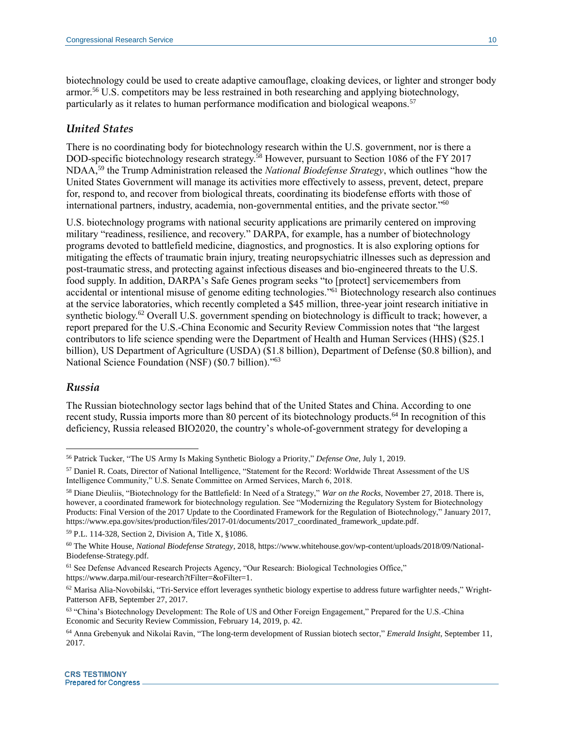biotechnology could be used to create adaptive camouflage, cloaking devices, or lighter and stronger body armor.[56] U.S. competitors may be less restrained in both researching and applying biotechnology, particularly as it relates to human performance modification and biological weapons.[57]

### *United States*

There is no coordinating body for biotechnology research within the U.S. government, nor is there a DOD-specific biotechnology research strategy.[58] However, pursuant to Section 1086 of the FY 2017 NDAA,[59] the Trump Administration released the *National Biodefense Strategy*, which outlines "how the United States Government will manage its activities more effectively to assess, prevent, detect, prepare for, respond to, and recover from biological threats, coordinating its biodefense efforts with those of international partners, industry, academia, non-governmental entities, and the private sector."[60]

U.S. biotechnology programs with national security applications are primarily centered on improving military "readiness, resilience, and recovery." DARPA, for example, has a number of biotechnology programs devoted to battlefield medicine, diagnostics, and prognostics. It is also exploring options for mitigating the effects of traumatic brain injury, treating neuropsychiatric illnesses such as depression and post-traumatic stress, and protecting against infectious diseases and bio-engineered threats to the U.S. food supply. In addition, DARPA's Safe Genes program seeks "to [protect] servicemembers from accidental or intentional misuse of genome editing technologies."[61] Biotechnology research also continues at the service laboratories, which recently completed a $45 million, three-year joint research initiative in synthetic biology.[62] Overall U.S. government spending on biotechnology is difficult to track; however, a report prepared for the U.S.-China Economic and Security Review Commission notes that "the largest contributors to life science spending were the Department of Health and Human Services (HHS) ($25.1 billion), US Department of Agriculture (USDA) ($1.8 billion), Department of Defense ($0.8 billion), and National Science Foundation (NSF) ($0.7 billion)."[63]

### *Russia*

The Russian biotechnology sector lags behind that of the United States and China. According to one recent study, Russia imports more than 80 percent of its biotechnology products.[64] In recognition of this deficiency, Russia released BIO2020, the country's whole-of-government strategy for developing a

---

[56] Patrick Tucker, "The US Army Is Making Synthetic Biology a Priority," *Defense One*, July 1, 2019.

[57] Daniel R. Coats, Director of National Intelligence, "Statement for the Record: Worldwide Threat Assessment of the US Intelligence Community," U.S. Senate Committee on Armed Services, March 6, 2018.

[58] Diane Dieuliis, "Biotechnology for the Battlefield: In Need of a Strategy," *War on the Rocks*, November 27, 2018. There is, however, a coordinated framework for biotechnology regulation. See "Modernizing the Regulatory System for Biotechnology Products: Final Version of the 2017 Update to the Coordinated Framework for the Regulation of Biotechnology," January 2017, https://www.epa.gov/sites/production/files/2017-01/documents/2017_coordinated_framework_update.pdf.

[59] P.L. 114-328, Section 2, Division A, Title X, §1086.

[60] The White House, *National Biodefense Strategy*, 2018, https://www.whitehouse.gov/wp-content/uploads/2018/09/National-Biodefense-Strategy.pdf.

[61] See Defense Advanced Research Projects Agency, "Our Research: Biological Technologies Office," https://www.darpa.mil/our-research?tFilter=&oFilter=1.

[62] Marisa Alia-Novobilski, "Tri-Service effort leverages synthetic biology expertise to address future warfighter needs," Wright-Patterson AFB, September 27, 2017.

[63] "China's Biotechnology Development: The Role of US and Other Foreign Engagement," Prepared for the U.S.-China Economic and Security Review Commission, February 14, 2019, p. 42.

[64] Anna Grebenyuk and Nikolai Ravin, "The long-term development of Russian biotech sector," *Emerald Insight*, September 11, 2017.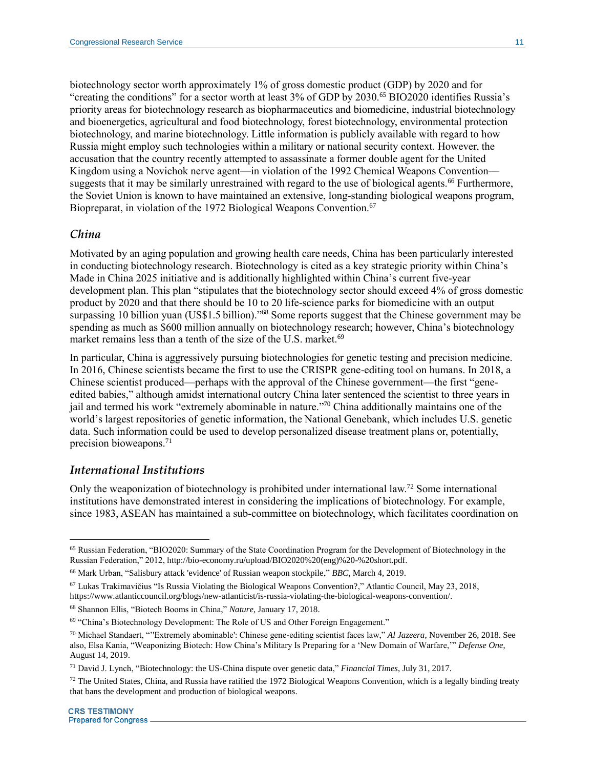biotechnology sector worth approximately 1% of gross domestic product (GDP) by 2020 and for "creating the conditions" for a sector worth at least 3% of GDP by 2030.[65] BIO2020 identifies Russia's priority areas for biotechnology research as biopharmaceutics and biomedicine, industrial biotechnology and bioenergetics, agricultural and food biotechnology, forest biotechnology, environmental protection biotechnology, and marine biotechnology. Little information is publicly available with regard to how Russia might employ such technologies within a military or national security context. However, the accusation that the country recently attempted to assassinate a former double agent for the United Kingdom using a Novichok nerve agent—in violation of the 1992 Chemical Weapons Convention—suggests that it may be similarly unrestrained with regard to the use of biological agents.[66] Furthermore, the Soviet Union is known to have maintained an extensive, long-standing biological weapons program, Biopreparat, in violation of the 1972 Biological Weapons Convention.[67]

### *China*

Motivated by an aging population and growing health care needs, China has been particularly interested in conducting biotechnology research. Biotechnology is cited as a key strategic priority within China's Made in China 2025 initiative and is additionally highlighted within China's current five-year development plan. This plan "stipulates that the biotechnology sector should exceed 4% of gross domestic product by 2020 and that there should be 10 to 20 life-science parks for biomedicine with an output surpassing 10 billion yuan (US$1.5 billion)."[68] Some reports suggest that the Chinese government may be spending as much as $600 million annually on biotechnology research; however, China's biotechnology market remains less than a tenth of the size of the U.S. market.[69]

In particular, China is aggressively pursuing biotechnologies for genetic testing and precision medicine. In 2016, Chinese scientists became the first to use the CRISPR gene-editing tool on humans. In 2018, a Chinese scientist produced—perhaps with the approval of the Chinese government—the first "gene-edited babies," although amidst international outcry China later sentenced the scientist to three years in jail and termed his work "extremely abominable in nature."[70] China additionally maintains one of the world's largest repositories of genetic information, the National Genebank, which includes U.S. genetic data. Such information could be used to develop personalized disease treatment plans or, potentially, precision bioweapons.[71]

### *International Institutions*

Only the weaponization of biotechnology is prohibited under international law.[72] Some international institutions have demonstrated interest in considering the implications of biotechnology. For example, since 1983, ASEAN has maintained a sub-committee on biotechnology, which facilitates coordination on

---

[65] Russian Federation, "BIO2020: Summary of the State Coordination Program for the Development of Biotechnology in the Russian Federation," 2012, http://bio-economy.ru/upload/BIO2020%20(eng)%20-%20short.pdf.

[66] Mark Urban, "Salisbury attack 'evidence' of Russian weapon stockpile," *BBC*, March 4, 2019.

[67] Lukas Trakimavičius "Is Russia Violating the Biological Weapons Convention?," Atlantic Council, May 23, 2018, https://www.atlanticcouncil.org/blogs/new-atlanticist/is-russia-violating-the-biological-weapons-convention/.

[68] Shannon Ellis, "Biotech Booms in China," *Nature*, January 17, 2018.

[69] "China's Biotechnology Development: The Role of US and Other Foreign Engagement."

[70] Michael Standaert, "'Extremely abominable': Chinese gene-editing scientist faces law," *Al Jazeera*, November 26, 2018. See also, Elsa Kania, "Weaponizing Biotech: How China's Military Is Preparing for a 'New Domain of Warfare,'" *Defense One*, August 14, 2019.

[71] David J. Lynch, "Biotechnology: the US-China dispute over genetic data," *Financial Times*, July 31, 2017.

[72] The United States, China, and Russia have ratified the 1972 Biological Weapons Convention, which is a legally binding treaty that bans the development and production of biological weapons.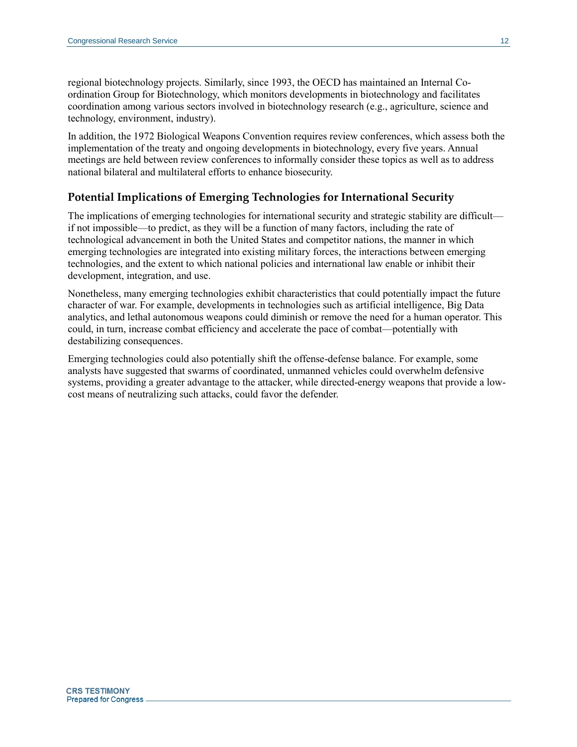regional biotechnology projects. Similarly, since 1993, the OECD has maintained an Internal Co-ordination Group for Biotechnology, which monitors developments in biotechnology and facilitates coordination among various sectors involved in biotechnology research (e.g., agriculture, science and technology, environment, industry).

In addition, the 1972 Biological Weapons Convention requires review conferences, which assess both the implementation of the treaty and ongoing developments in biotechnology, every five years. Annual meetings are held between review conferences to informally consider these topics as well as to address national bilateral and multilateral efforts to enhance biosecurity.

### Potential Implications of Emerging Technologies for International Security

The implications of emerging technologies for international security and strategic stability are difficult—if not impossible—to predict, as they will be a function of many factors, including the rate of technological advancement in both the United States and competitor nations, the manner in which emerging technologies are integrated into existing military forces, the interactions between emerging technologies, and the extent to which national policies and international law enable or inhibit their development, integration, and use.

Nonetheless, many emerging technologies exhibit characteristics that could potentially impact the future character of war. For example, developments in technologies such as artificial intelligence, Big Data analytics, and lethal autonomous weapons could diminish or remove the need for a human operator. This could, in turn, increase combat efficiency and accelerate the pace of combat—potentially with destabilizing consequences.

Emerging technologies could also potentially shift the offense-defense balance. For example, some analysts have suggested that swarms of coordinated, unmanned vehicles could overwhelm defensive systems, providing a greater advantage to the attacker, while directed-energy weapons that provide a low-cost means of neutralizing such attacks, could favor the defender.